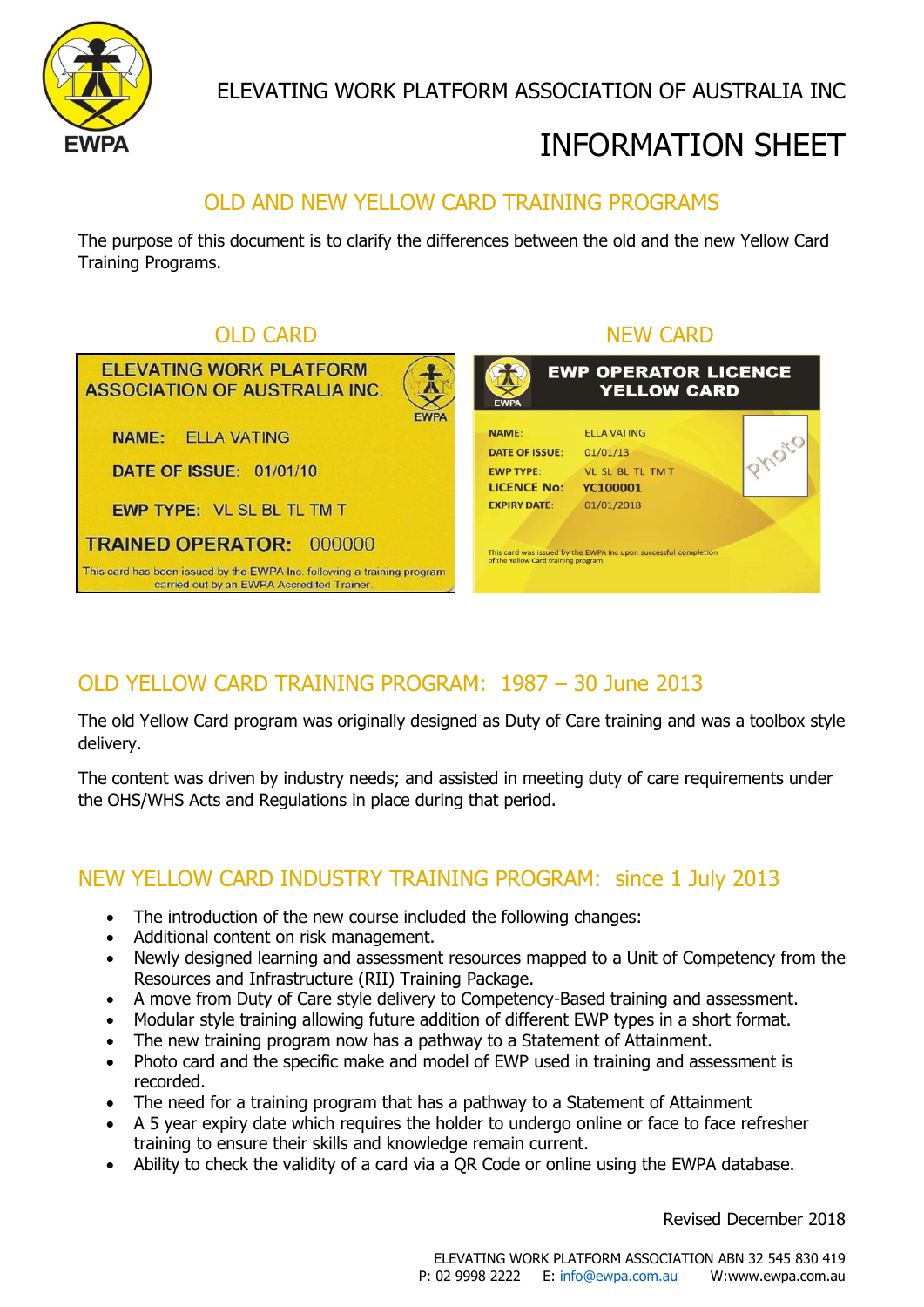ELEVATING WORK PLATFORM ASSOCIATION OF AUSTRALIA INC

# INFORMATION SHEET

## OLD AND NEW YELLOW CARD TRAINING PROGRAMS

The purpose of this document is to clarify the differences between the old and the new Yellow Card Training Programs.

### OLD CARD

ELEVATING WORK PLATFORM ASSOCIATION OF AUSTRALIA INC.

NAME: ELLA VATING

DATE OF ISSUE: 01/01/10

EWP TYPE: VL SL BL TL TM T

TRAINED OPERATOR: 000000

This card has been issued by the EWPA Inc. following a training program carried out by an EWPA Accredited Trainer.

### NEW CARD

EWP OPERATOR LICENCE YELLOW CARD

NAME: ELLA VATING

DATE OF ISSUE: 01/01/13

EWP TYPE: VL SL BL TL TM T

LICENCE No: YC100001

EXPIRY DATE: 01/01/2018

Photo

This card was issued by the EWPA Inc upon successful completion of the Yellow Card training program.

## OLD YELLOW CARD TRAINING PROGRAM: 1987 – 30 June 2013

The old Yellow Card program was originally designed as Duty of Care training and was a toolbox style delivery.

The content was driven by industry needs; and assisted in meeting duty of care requirements under the OHS/WHS Acts and Regulations in place during that period.

## NEW YELLOW CARD INDUSTRY TRAINING PROGRAM: since 1 July 2013

- The introduction of the new course included the following changes:
- Additional content on risk management.
- Newly designed learning and assessment resources mapped to a Unit of Competency from the Resources and Infrastructure (RII) Training Package.
- A move from Duty of Care style delivery to Competency-Based training and assessment.
- Modular style training allowing future addition of different EWP types in a short format.
- The new training program now has a pathway to a Statement of Attainment.
- Photo card and the specific make and model of EWP used in training and assessment is recorded.
- The need for a training program that has a pathway to a Statement of Attainment
- A 5 year expiry date which requires the holder to undergo online or face to face refresher training to ensure their skills and knowledge remain current.
- Ability to check the validity of a card via a QR Code or online using the EWPA database.

Revised December 2018

ELEVATING WORK PLATFORM ASSOCIATION ABN 32 545 830 419
P: 02 9998 2222 E: info@ewpa.com.au W:www.ewpa.com.au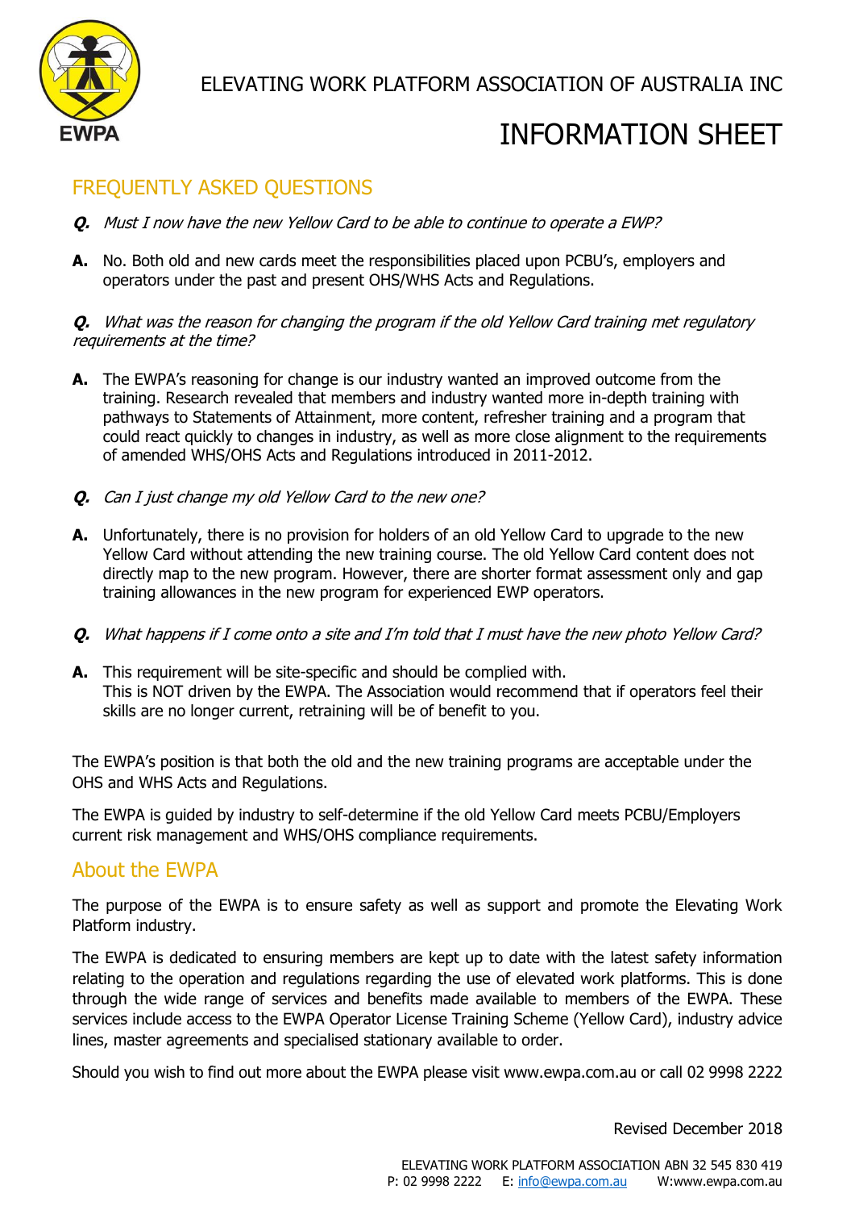ELEVATING WORK PLATFORM ASSOCIATION OF AUSTRALIA INC

# INFORMATION SHEET

## FREQUENTLY ASKED QUESTIONS

***Q.*** *Must I now have the new Yellow Card to be able to continue to operate a EWP?*

**A.** No. Both old and new cards meet the responsibilities placed upon PCBU's, employers and operators under the past and present OHS/WHS Acts and Regulations.

***Q.*** *What was the reason for changing the program if the old Yellow Card training met regulatory requirements at the time?*

**A.** The EWPA's reasoning for change is our industry wanted an improved outcome from the training. Research revealed that members and industry wanted more in-depth training with pathways to Statements of Attainment, more content, refresher training and a program that could react quickly to changes in industry, as well as more close alignment to the requirements of amended WHS/OHS Acts and Regulations introduced in 2011-2012.

***Q.*** *Can I just change my old Yellow Card to the new one?*

**A.** Unfortunately, there is no provision for holders of an old Yellow Card to upgrade to the new Yellow Card without attending the new training course. The old Yellow Card content does not directly map to the new program. However, there are shorter format assessment only and gap training allowances in the new program for experienced EWP operators.

***Q.*** *What happens if I come onto a site and I'm told that I must have the new photo Yellow Card?*

**A.** This requirement will be site-specific and should be complied with.
This is NOT driven by the EWPA. The Association would recommend that if operators feel their skills are no longer current, retraining will be of benefit to you.

The EWPA's position is that both the old and the new training programs are acceptable under the OHS and WHS Acts and Regulations.

The EWPA is guided by industry to self-determine if the old Yellow Card meets PCBU/Employers current risk management and WHS/OHS compliance requirements.

## About the EWPA

The purpose of the EWPA is to ensure safety as well as support and promote the Elevating Work Platform industry.

The EWPA is dedicated to ensuring members are kept up to date with the latest safety information relating to the operation and regulations regarding the use of elevated work platforms. This is done through the wide range of services and benefits made available to members of the EWPA. These services include access to the EWPA Operator License Training Scheme (Yellow Card), industry advice lines, master agreements and specialised stationary available to order.

Should you wish to find out more about the EWPA please visit www.ewpa.com.au or call 02 9998 2222

Revised December 2018

ELEVATING WORK PLATFORM ASSOCIATION ABN 32 545 830 419
P: 02 9998 2222 E: info@ewpa.com.au W:www.ewpa.com.au